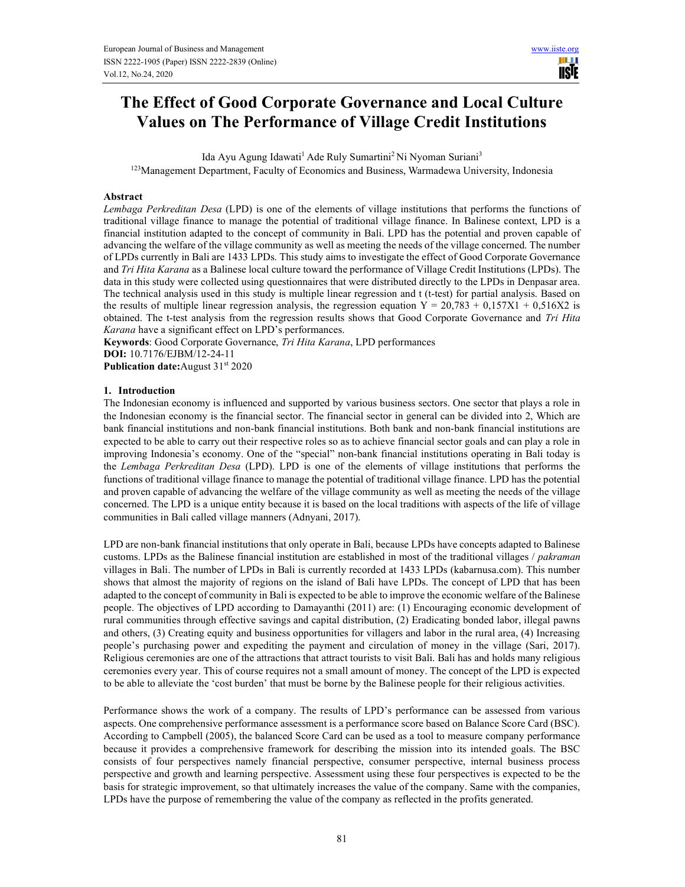# The Effect of Good Corporate Governance and Local Culture Values on The Performance of Village Credit Institutions

Ida Ayu Agung Idawati[1] Ade Ruly Sumartini[2] Ni Nyoman Suriani[3]

[123]Management Department, Faculty of Economics and Business, Warmadewa University, Indonesia

## Abstract

*Lembaga Perkreditan Desa* (LPD) is one of the elements of village institutions that performs the functions of traditional village finance to manage the potential of traditional village finance. In Balinese context, LPD is a financial institution adapted to the concept of community in Bali. LPD has the potential and proven capable of advancing the welfare of the village community as well as meeting the needs of the village concerned. The number of LPDs currently in Bali are 1433 LPDs. This study aims to investigate the effect of Good Corporate Governance and *Tri Hita Karana* as a Balinese local culture toward the performance of Village Credit Institutions (LPDs). The data in this study were collected using questionnaires that were distributed directly to the LPDs in Denpasar area. The technical analysis used in this study is multiple linear regression and t (t-test) for partial analysis. Based on the results of multiple linear regression analysis, the regression equation $Y = 20,783 + 0,157X_1 + 0,516X_2$ is obtained. The t-test analysis from the regression results shows that Good Corporate Governance and *Tri Hita Karana* have a significant effect on LPD's performances.

**Keywords**: Good Corporate Governance, *Tri Hita Karana*, LPD performances

**DOI:** 10.7176/EJBM/12-24-11

**Publication date:** August 31st 2020

## 1. Introduction

The Indonesian economy is influenced and supported by various business sectors. One sector that plays a role in the Indonesian economy is the financial sector. The financial sector in general can be divided into 2, Which are bank financial institutions and non-bank financial institutions. Both bank and non-bank financial institutions are expected to be able to carry out their respective roles so as to achieve financial sector goals and can play a role in improving Indonesia's economy. One of the "special" non-bank financial institutions operating in Bali today is the *Lembaga Perkreditan Desa* (LPD). LPD is one of the elements of village institutions that performs the functions of traditional village finance to manage the potential of traditional village finance. LPD has the potential and proven capable of advancing the welfare of the village community as well as meeting the needs of the village concerned. The LPD is a unique entity because it is based on the local traditions with aspects of the life of village communities in Bali called village manners (Adnyani, 2017).

LPD are non-bank financial institutions that only operate in Bali, because LPDs have concepts adapted to Balinese customs. LPDs as the Balinese financial institution are established in most of the traditional villages / *pakraman* villages in Bali. The number of LPDs in Bali is currently recorded at 1433 LPDs (kabarnusa.com). This number shows that almost the majority of regions on the island of Bali have LPDs. The concept of LPD that has been adapted to the concept of community in Bali is expected to be able to improve the economic welfare of the Balinese people. The objectives of LPD according to Damayanthi (2011) are: (1) Encouraging economic development of rural communities through effective savings and capital distribution, (2) Eradicating bonded labor, illegal pawns and others, (3) Creating equity and business opportunities for villagers and labor in the rural area, (4) Increasing people's purchasing power and expediting the payment and circulation of money in the village (Sari, 2017). Religious ceremonies are one of the attractions that attract tourists to visit Bali. Bali has and holds many religious ceremonies every year. This of course requires not a small amount of money. The concept of the LPD is expected to be able to alleviate the 'cost burden' that must be borne by the Balinese people for their religious activities.

Performance shows the work of a company. The results of LPD's performance can be assessed from various aspects. One comprehensive performance assessment is a performance score based on Balance Score Card (BSC). According to Campbell (2005), the balanced Score Card can be used as a tool to measure company performance because it provides a comprehensive framework for describing the mission into its intended goals. The BSC consists of four perspectives namely financial perspective, consumer perspective, internal business process perspective and growth and learning perspective. Assessment using these four perspectives is expected to be the basis for strategic improvement, so that ultimately increases the value of the company. Same with the companies, LPDs have the purpose of remembering the value of the company as reflected in the profits generated.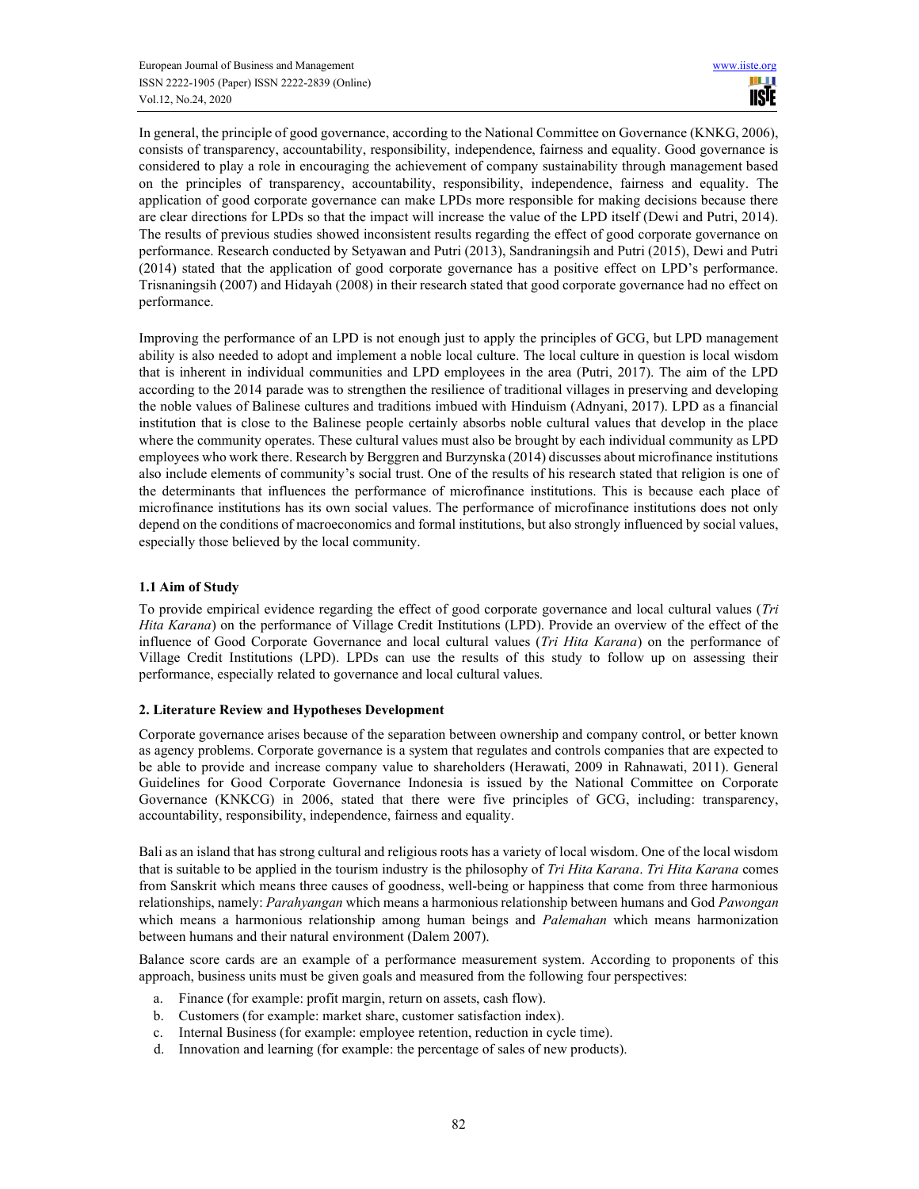In general, the principle of good governance, according to the National Committee on Governance (KNKG, 2006), consists of transparency, accountability, responsibility, independence, fairness and equality. Good governance is considered to play a role in encouraging the achievement of company sustainability through management based on the principles of transparency, accountability, responsibility, independence, fairness and equality. The application of good corporate governance can make LPDs more responsible for making decisions because there are clear directions for LPDs so that the impact will increase the value of the LPD itself (Dewi and Putri, 2014). The results of previous studies showed inconsistent results regarding the effect of good corporate governance on performance. Research conducted by Setyawan and Putri (2013), Sandraningsih and Putri (2015), Dewi and Putri (2014) stated that the application of good corporate governance has a positive effect on LPD's performance. Trisnaningsih (2007) and Hidayah (2008) in their research stated that good corporate governance had no effect on performance.

Improving the performance of an LPD is not enough just to apply the principles of GCG, but LPD management ability is also needed to adopt and implement a noble local culture. The local culture in question is local wisdom that is inherent in individual communities and LPD employees in the area (Putri, 2017). The aim of the LPD according to the 2014 parade was to strengthen the resilience of traditional villages in preserving and developing the noble values of Balinese cultures and traditions imbued with Hinduism (Adnyani, 2017). LPD as a financial institution that is close to the Balinese people certainly absorbs noble cultural values that develop in the place where the community operates. These cultural values must also be brought by each individual community as LPD employees who work there. Research by Berggren and Burzynska (2014) discusses about microfinance institutions also include elements of community's social trust. One of the results of his research stated that religion is one of the determinants that influences the performance of microfinance institutions. This is because each place of microfinance institutions has its own social values. The performance of microfinance institutions does not only depend on the conditions of macroeconomics and formal institutions, but also strongly influenced by social values, especially those believed by the local community.

### 1.1 Aim of Study

To provide empirical evidence regarding the effect of good corporate governance and local cultural values (*Tri Hita Karana*) on the performance of Village Credit Institutions (LPD). Provide an overview of the effect of the influence of Good Corporate Governance and local cultural values (*Tri Hita Karana*) on the performance of Village Credit Institutions (LPD). LPDs can use the results of this study to follow up on assessing their performance, especially related to governance and local cultural values.

## 2. Literature Review and Hypotheses Development

Corporate governance arises because of the separation between ownership and company control, or better known as agency problems. Corporate governance is a system that regulates and controls companies that are expected to be able to provide and increase company value to shareholders (Herawati, 2009 in Rahnawati, 2011). General Guidelines for Good Corporate Governance Indonesia is issued by the National Committee on Corporate Governance (KNKCG) in 2006, stated that there were five principles of GCG, including: transparency, accountability, responsibility, independence, fairness and equality.

Bali as an island that has strong cultural and religious roots has a variety of local wisdom. One of the local wisdom that is suitable to be applied in the tourism industry is the philosophy of *Tri Hita Karana*. *Tri Hita Karana* comes from Sanskrit which means three causes of goodness, well-being or happiness that come from three harmonious relationships, namely: *Parahyangan* which means a harmonious relationship between humans and God *Pawongan* which means a harmonious relationship among human beings and *Palemahan* which means harmonization between humans and their natural environment (Dalem 2007).

Balance score cards are an example of a performance measurement system. According to proponents of this approach, business units must be given goals and measured from the following four perspectives:

a. Finance (for example: profit margin, return on assets, cash flow).
b. Customers (for example: market share, customer satisfaction index).
c. Internal Business (for example: employee retention, reduction in cycle time).
d. Innovation and learning (for example: the percentage of sales of new products).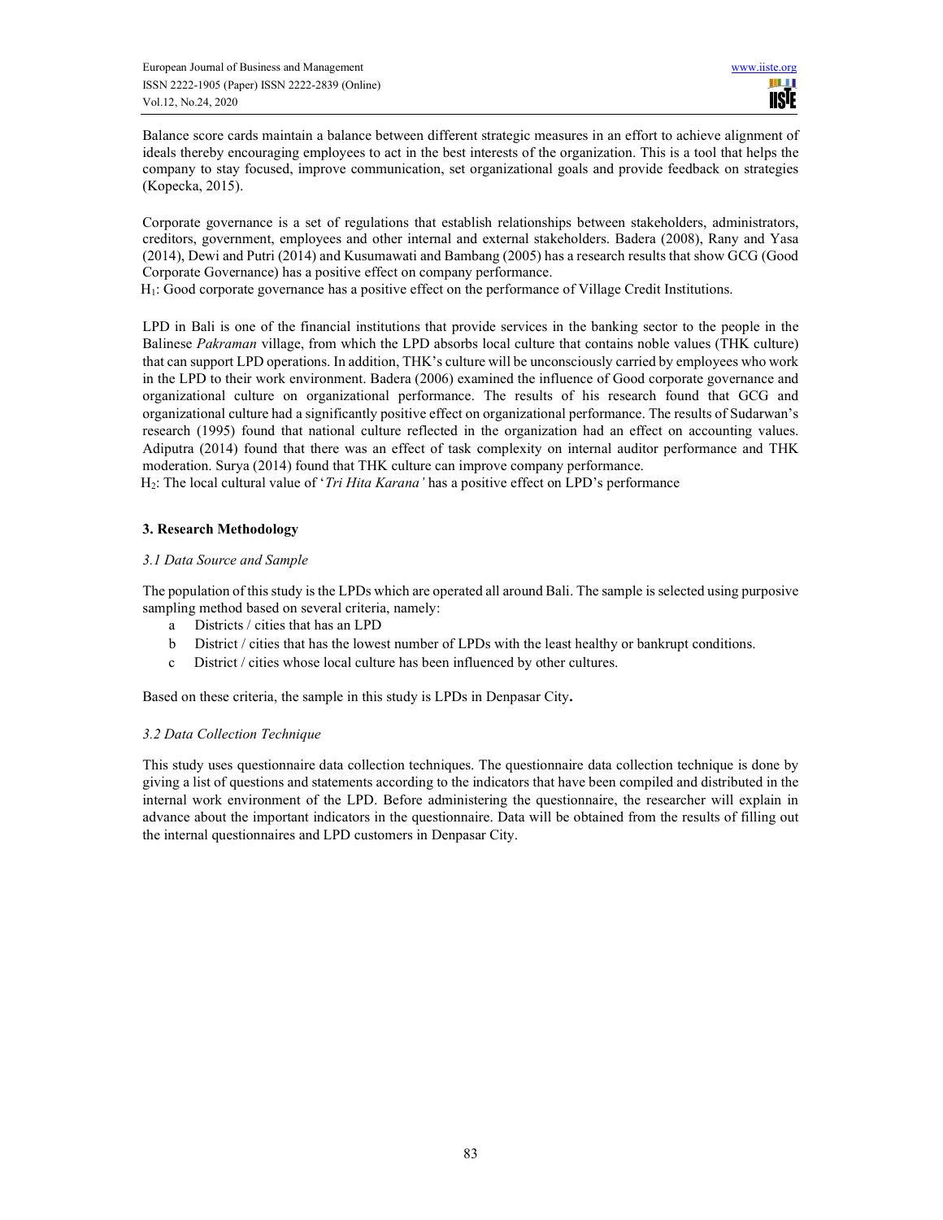Balance score cards maintain a balance between different strategic measures in an effort to achieve alignment of ideals thereby encouraging employees to act in the best interests of the organization. This is a tool that helps the company to stay focused, improve communication, set organizational goals and provide feedback on strategies (Kopecka, 2015).

Corporate governance is a set of regulations that establish relationships between stakeholders, administrators, creditors, government, employees and other internal and external stakeholders. Badera (2008), Rany and Yasa (2014), Dewi and Putri (2014) and Kusumawati and Bambang (2005) has a research results that show GCG (Good Corporate Governance) has a positive effect on company performance.

$H_1$: Good corporate governance has a positive effect on the performance of Village Credit Institutions.

LPD in Bali is one of the financial institutions that provide services in the banking sector to the people in the Balinese *Pakraman* village, from which the LPD absorbs local culture that contains noble values (THK culture) that can support LPD operations. In addition, THK's culture will be unconsciously carried by employees who work in the LPD to their work environment. Badera (2006) examined the influence of Good corporate governance and organizational culture on organizational performance. The results of his research found that GCG and organizational culture had a significantly positive effect on organizational performance. The results of Sudarwan's research (1995) found that national culture reflected in the organization had an effect on accounting values. Adiputra (2014) found that there was an effect of task complexity on internal auditor performance and THK moderation. Surya (2014) found that THK culture can improve company performance.

$H_2$: The local cultural value of '*Tri Hita Karana'* has a positive effect on LPD's performance

## 3. Research Methodology

### *3.1 Data Source and Sample*

The population of this study is the LPDs which are operated all around Bali. The sample is selected using purposive sampling method based on several criteria, namely:

a. Districts / cities that has an LPD
b. District / cities that has the lowest number of LPDs with the least healthy or bankrupt conditions.
c. District / cities whose local culture has been influenced by other cultures.

Based on these criteria, the sample in this study is LPDs in Denpasar City**.**

### *3.2 Data Collection Technique*

This study uses questionnaire data collection techniques. The questionnaire data collection technique is done by giving a list of questions and statements according to the indicators that have been compiled and distributed in the internal work environment of the LPD. Before administering the questionnaire, the researcher will explain in advance about the important indicators in the questionnaire. Data will be obtained from the results of filling out the internal questionnaires and LPD customers in Denpasar City.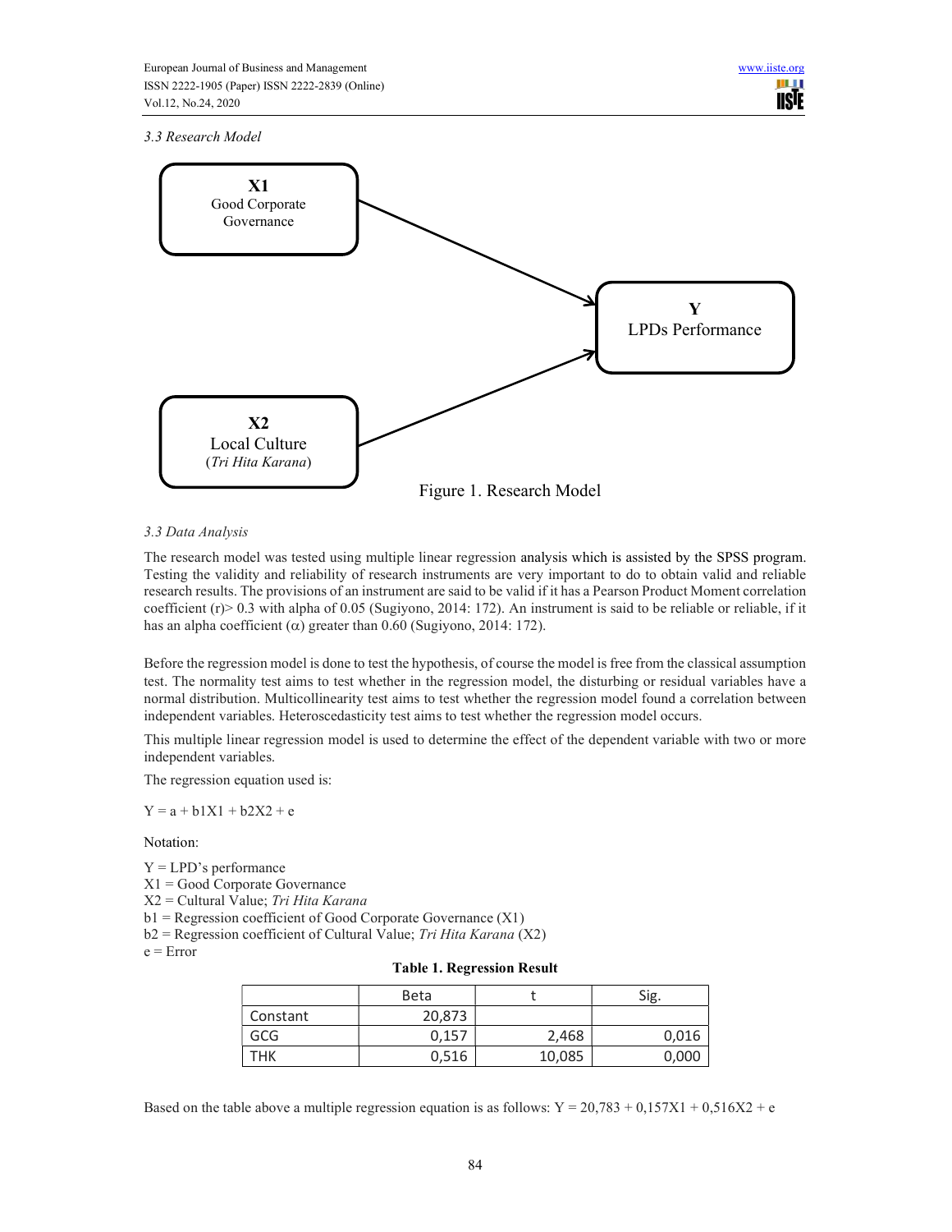*3.3 Research Model*

Figure 1. Research Model

*3.3 Data Analysis*

The research model was tested using multiple linear regression analysis which is assisted by the SPSS program. Testing the validity and reliability of research instruments are very important to do to obtain valid and reliable research results. The provisions of an instrument are said to be valid if it has a Pearson Product Moment correlation coefficient (r)> 0.3 with alpha of 0.05 (Sugiyono, 2014: 172). An instrument is said to be reliable or reliable, if it has an alpha coefficient ($\alpha$) greater than 0.60 (Sugiyono, 2014: 172).

Before the regression model is done to test the hypothesis, of course the model is free from the classical assumption test. The normality test aims to test whether in the regression model, the disturbing or residual variables have a normal distribution. Multicollinearity test aims to test whether the regression model found a correlation between independent variables. Heteroscedasticity test aims to test whether the regression model occurs.

This multiple linear regression model is used to determine the effect of the dependent variable with two or more independent variables.

The regression equation used is:

$$Y = a + b1X1 + b2X2 + e$$

Notation:

Y = LPD's performance
X1 = Good Corporate Governance
X2 = Cultural Value; *Tri Hita Karana*
b1 = Regression coefficient of Good Corporate Governance (X1)
b2 = Regression coefficient of Cultural Value; *Tri Hita Karana* (X2)
e = Error

**Table 1. Regression Result**

| | Beta | t | Sig. |
|---|---|---|---|
| Constant | 20,873 | | |
| GCG | 0,157 | 2,468 | 0,016 |
| THK | 0,516 | 10,085 | 0,000 |

Based on the table above a multiple regression equation is as follows: $Y = 20{,}783 + 0{,}157X1 + 0{,}516X2 + e$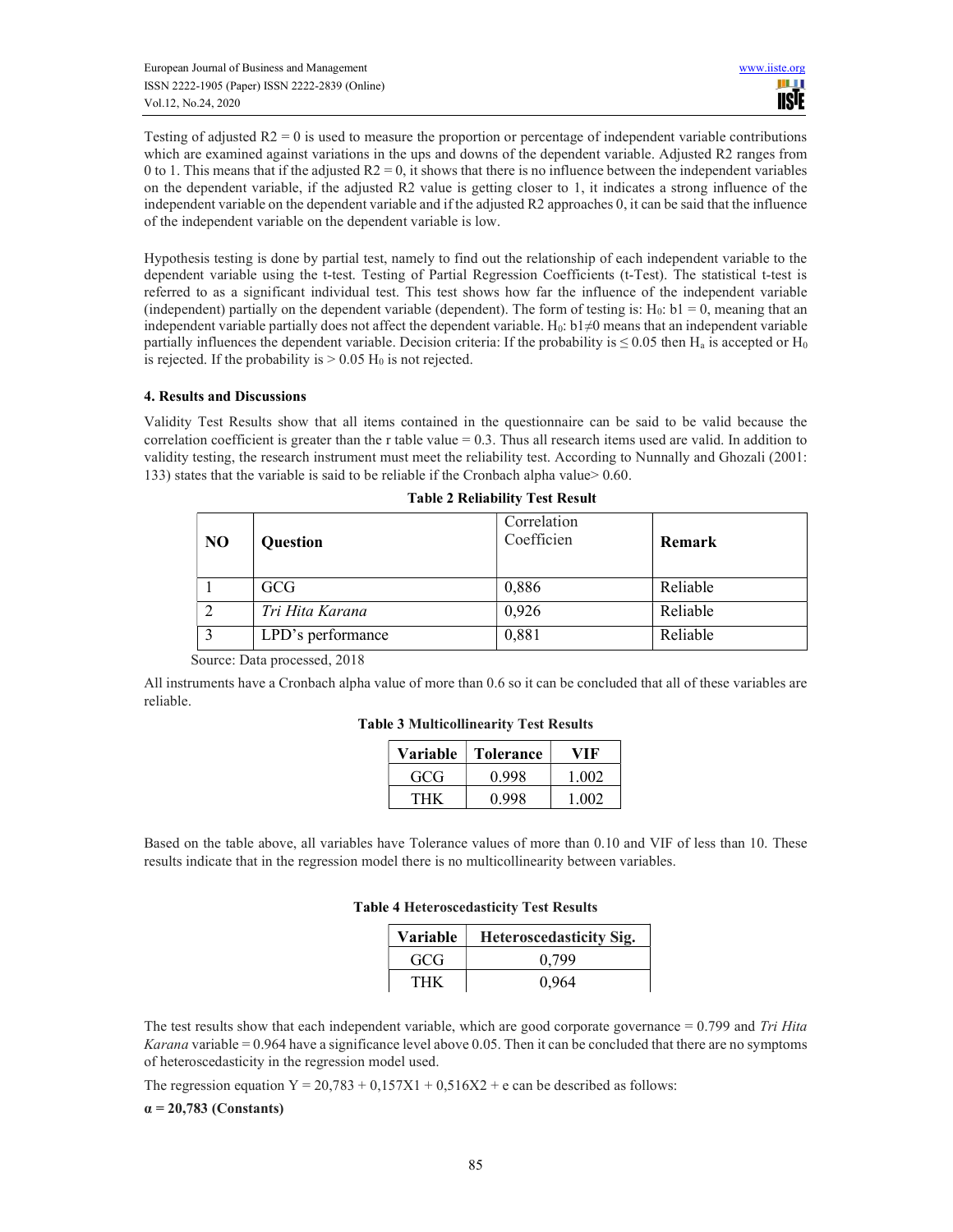Testing of adjusted $R2 = 0$ is used to measure the proportion or percentage of independent variable contributions which are examined against variations in the ups and downs of the dependent variable. Adjusted R2 ranges from 0 to 1. This means that if the adjusted $R2 = 0$, it shows that there is no influence between the independent variables on the dependent variable, if the adjusted R2 value is getting closer to 1, it indicates a strong influence of the independent variable on the dependent variable and if the adjusted R2 approaches 0, it can be said that the influence of the independent variable on the dependent variable is low.

Hypothesis testing is done by partial test, namely to find out the relationship of each independent variable to the dependent variable using the t-test. Testing of Partial Regression Coefficients (t-Test). The statistical t-test is referred to as a significant individual test. This test shows how far the influence of the independent variable (independent) partially on the dependent variable (dependent). The form of testing is: $H_0$: $b1 = 0$, meaning that an independent variable partially does not affect the dependent variable. $H_0$: $b1 \neq 0$ means that an independent variable partially influences the dependent variable. Decision criteria: If the probability is $\leq 0.05$ then $H_a$ is accepted or $H_0$ is rejected. If the probability is $> 0.05$ $H_0$ is not rejected.

### 4. Results and Discussions

Validity Test Results show that all items contained in the questionnaire can be said to be valid because the correlation coefficient is greater than the r table value = 0.3. Thus all research items used are valid. In addition to validity testing, the research instrument must meet the reliability test. According to Nunnally and Ghozali (2001: 133) states that the variable is said to be reliable if the Cronbach alpha value> 0.60.

**Table 2 Reliability Test Result**

| NO | Question | Correlation Coefficien | Remark |
|---|---|---|---|
| 1 | GCG | 0,886 | Reliable |
| 2 | *Tri Hita Karana* | 0,926 | Reliable |
| 3 | LPD's performance | 0,881 | Reliable |

Source: Data processed, 2018

All instruments have a Cronbach alpha value of more than 0.6 so it can be concluded that all of these variables are reliable.

**Table 3 Multicollinearity Test Results**

| Variable | Tolerance | VIF |
|---|---|---|
| GCG | 0.998 | 1.002 |
| THK | 0.998 | 1.002 |

Based on the table above, all variables have Tolerance values of more than 0.10 and VIF of less than 10. These results indicate that in the regression model there is no multicollinearity between variables.

**Table 4 Heteroscedasticity Test Results**

| Variable | Heteroscedasticity Sig. |
|---|---|
| GCG | 0,799 |
| THK | 0,964 |

The test results show that each independent variable, which are good corporate governance = 0.799 and *Tri Hita Karana* variable = 0.964 have a significance level above 0.05. Then it can be concluded that there are no symptoms of heteroscedasticity in the regression model used.

The regression equation $Y = 20{,}783 + 0{,}157X1 + 0{,}516X2 + e$ can be described as follows:

**$\alpha$ = 20,783 (Constants)**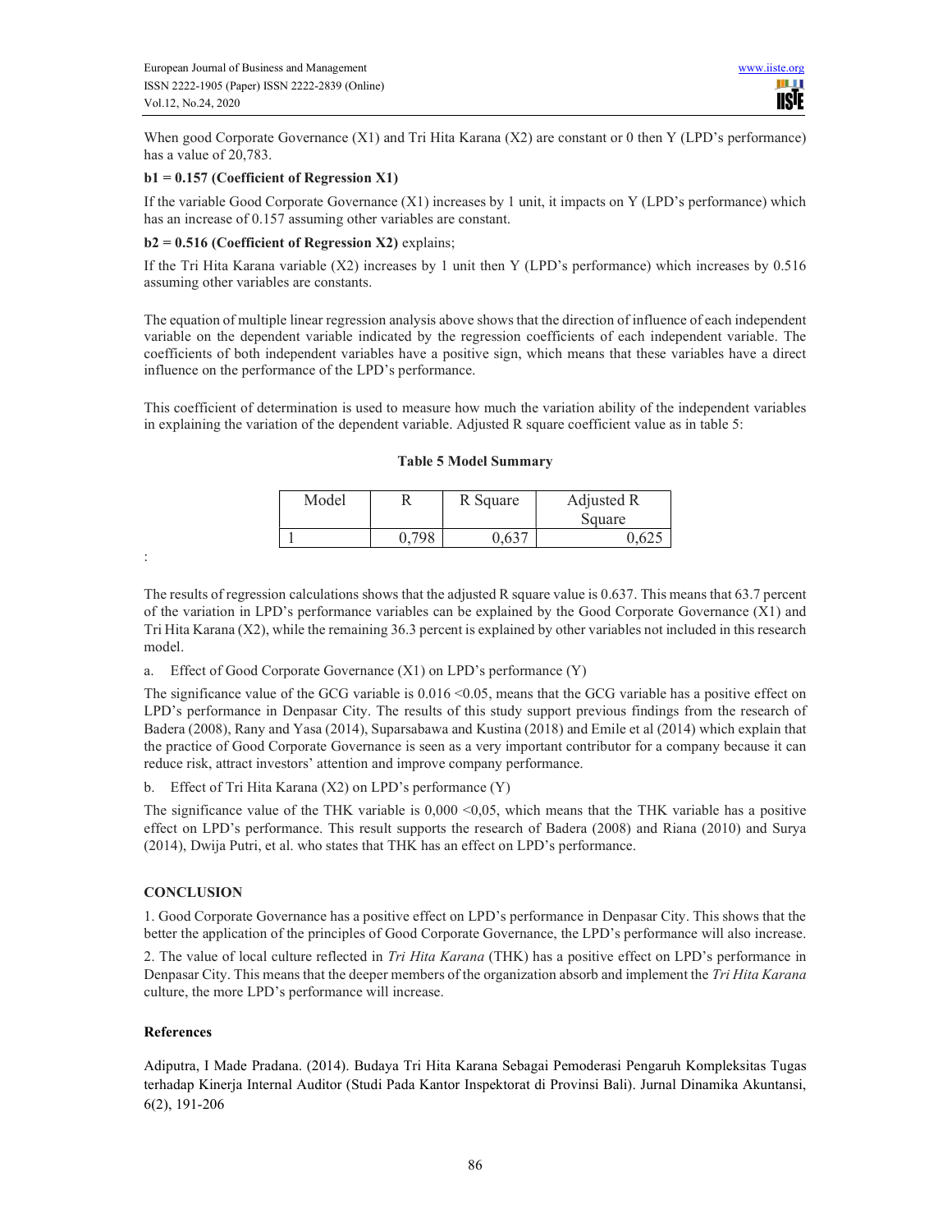When good Corporate Governance (X1) and Tri Hita Karana (X2) are constant or 0 then Y (LPD's performance) has a value of 20,783.

**b1 = 0.157 (Coefficient of Regression X1)**

If the variable Good Corporate Governance (X1) increases by 1 unit, it impacts on Y (LPD's performance) which has an increase of 0.157 assuming other variables are constant.

**b2 = 0.516 (Coefficient of Regression X2)** explains;

If the Tri Hita Karana variable (X2) increases by 1 unit then Y (LPD's performance) which increases by 0.516 assuming other variables are constants.

The equation of multiple linear regression analysis above shows that the direction of influence of each independent variable on the dependent variable indicated by the regression coefficients of each independent variable. The coefficients of both independent variables have a positive sign, which means that these variables have a direct influence on the performance of the LPD's performance.

This coefficient of determination is used to measure how much the variation ability of the independent variables in explaining the variation of the dependent variable. Adjusted R square coefficient value as in table 5:

**Table 5 Model Summary**

| Model | R | R Square | Adjusted R Square |
|---|---|---|---|
| 1 | 0,798 | 0,637 | 0,625 |

:

The results of regression calculations shows that the adjusted R square value is 0.637. This means that 63.7 percent of the variation in LPD's performance variables can be explained by the Good Corporate Governance (X1) and Tri Hita Karana (X2), while the remaining 36.3 percent is explained by other variables not included in this research model.

a. Effect of Good Corporate Governance (X1) on LPD's performance (Y)

The significance value of the GCG variable is 0.016 <0.05, means that the GCG variable has a positive effect on LPD's performance in Denpasar City. The results of this study support previous findings from the research of Badera (2008), Rany and Yasa (2014), Suparsabawa and Kustina (2018) and Emile et al (2014) which explain that the practice of Good Corporate Governance is seen as a very important contributor for a company because it can reduce risk, attract investors' attention and improve company performance.

b. Effect of Tri Hita Karana (X2) on LPD's performance (Y)

The significance value of the THK variable is 0,000 <0,05, which means that the THK variable has a positive effect on LPD's performance. This result supports the research of Badera (2008) and Riana (2010) and Surya (2014), Dwija Putri, et al. who states that THK has an effect on LPD's performance.

## CONCLUSION

1. Good Corporate Governance has a positive effect on LPD's performance in Denpasar City. This shows that the better the application of the principles of Good Corporate Governance, the LPD's performance will also increase.

2. The value of local culture reflected in *Tri Hita Karana* (THK) has a positive effect on LPD's performance in Denpasar City. This means that the deeper members of the organization absorb and implement the *Tri Hita Karana* culture, the more LPD's performance will increase.

## References

Adiputra, I Made Pradana. (2014). Budaya Tri Hita Karana Sebagai Pemoderasi Pengaruh Kompleksitas Tugas terhadap Kinerja Internal Auditor (Studi Pada Kantor Inspektorat di Provinsi Bali). Jurnal Dinamika Akuntansi, 6(2), 191-206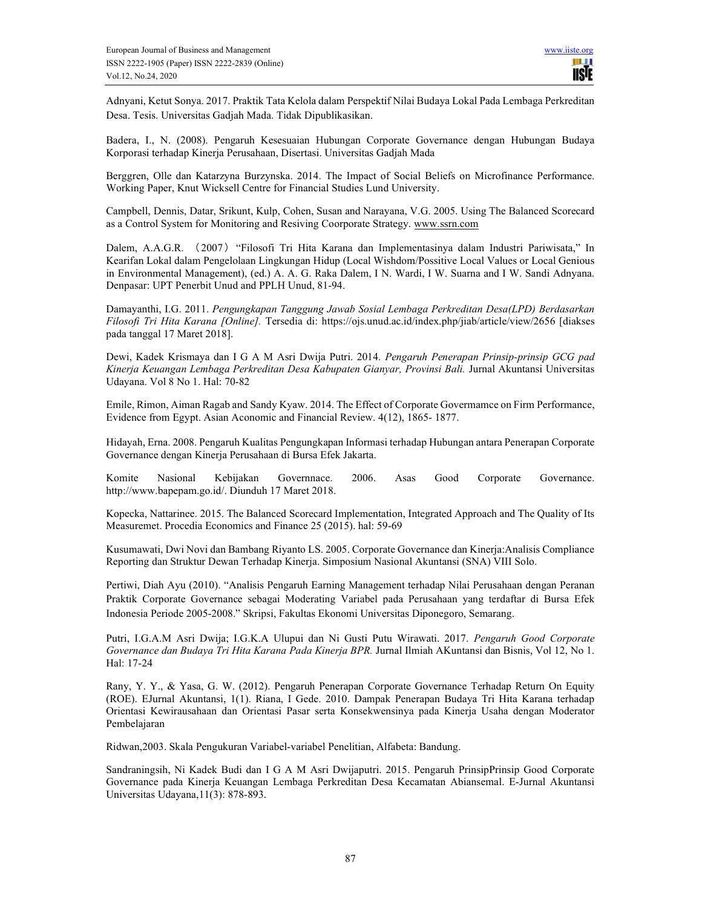Adnyani, Ketut Sonya. 2017. Praktik Tata Kelola dalam Perspektif Nilai Budaya Lokal Pada Lembaga Perkreditan Desa. Tesis. Universitas Gadjah Mada. Tidak Dipublikasikan.

Badera, I., N. (2008). Pengaruh Kesesuaian Hubungan Corporate Governance dengan Hubungan Budaya Korporasi terhadap Kinerja Perusahaan, Disertasi. Universitas Gadjah Mada

Berggren, Olle dan Katarzyna Burzynska. 2014. The Impact of Social Beliefs on Microfinance Performance. Working Paper, Knut Wicksell Centre for Financial Studies Lund University.

Campbell, Dennis, Datar, Srikunt, Kulp, Cohen, Susan and Narayana, V.G. 2005. Using The Balanced Scorecard as a Control System for Monitoring and Resiving Coorporate Strategy. www.ssrn.com

Dalem, A.A.G.R. （2007）“Filosofi Tri Hita Karana dan Implementasinya dalam Industri Pariwisata,” In Kearifan Lokal dalam Pengelolaan Lingkungan Hidup (Local Wishdom/Possitive Local Values or Local Genious in Environmental Management), (ed.) A. A. G. Raka Dalem, I N. Wardi, I W. Suarna and I W. Sandi Adnyana. Denpasar: UPT Penerbit Unud and PPLH Unud, 81-94.

Damayanthi, I.G. 2011. *Pengungkapan Tanggung Jawab Sosial Lembaga Perkreditan Desa(LPD) Berdasarkan Filosofi Tri Hita Karana [Online].* Tersedia di: https://ojs.unud.ac.id/index.php/jiab/article/view/2656 [diakses pada tanggal 17 Maret 2018].

Dewi, Kadek Krismaya dan I G A M Asri Dwija Putri. 2014. *Pengaruh Penerapan Prinsip-prinsip GCG pad Kinerja Keuangan Lembaga Perkreditan Desa Kabupaten Gianyar, Provinsi Bali.* Jurnal Akuntansi Universitas Udayana. Vol 8 No 1. Hal: 70-82

Emile, Rimon, Aiman Ragab and Sandy Kyaw. 2014. The Effect of Corporate Govermamce on Firm Performance, Evidence from Egypt. Asian Aconomic and Financial Review. 4(12), 1865- 1877.

Hidayah, Erna. 2008. Pengaruh Kualitas Pengungkapan Informasi terhadap Hubungan antara Penerapan Corporate Governance dengan Kinerja Perusahaan di Bursa Efek Jakarta.

Komite Nasional Kebijakan Governnace. 2006. Asas Good Corporate Governance. http://www.bapepam.go.id/. Diunduh 17 Maret 2018.

Kopecka, Nattarinee. 2015. The Balanced Scorecard Implementation, Integrated Approach and The Quality of Its Measuremet. Procedia Economics and Finance 25 (2015). hal: 59-69

Kusumawati, Dwi Novi dan Bambang Riyanto LS. 2005. Corporate Governance dan Kinerja:Analisis Compliance Reporting dan Struktur Dewan Terhadap Kinerja. Simposium Nasional Akuntansi (SNA) VIII Solo.

Pertiwi, Diah Ayu (2010). “Analisis Pengaruh Earning Management terhadap Nilai Perusahaan dengan Peranan Praktik Corporate Governance sebagai Moderating Variabel pada Perusahaan yang terdaftar di Bursa Efek Indonesia Periode 2005-2008.” Skripsi, Fakultas Ekonomi Universitas Diponegoro, Semarang.

Putri, I.G.A.M Asri Dwija; I.G.K.A Ulupui dan Ni Gusti Putu Wirawati. 2017. *Pengaruh Good Corporate Governance dan Budaya Tri Hita Karana Pada Kinerja BPR.* Jurnal Ilmiah AKuntansi dan Bisnis, Vol 12, No 1. Hal: 17-24

Rany, Y. Y., & Yasa, G. W. (2012). Pengaruh Penerapan Corporate Governance Terhadap Return On Equity (ROE). EJurnal Akuntansi, 1(1). Riana, I Gede. 2010. Dampak Penerapan Budaya Tri Hita Karana terhadap Orientasi Kewirausahaan dan Orientasi Pasar serta Konsekwensinya pada Kinerja Usaha dengan Moderator Pembelajaran

Ridwan,2003. Skala Pengukuran Variabel-variabel Penelitian, Alfabeta: Bandung.

Sandraningsih, Ni Kadek Budi dan I G A M Asri Dwijaputri. 2015. Pengaruh PrinsipPrinsip Good Corporate Governance pada Kinerja Keuangan Lembaga Perkreditan Desa Kecamatan Abiansemal. E-Jurnal Akuntansi Universitas Udayana,11(3): 878-893.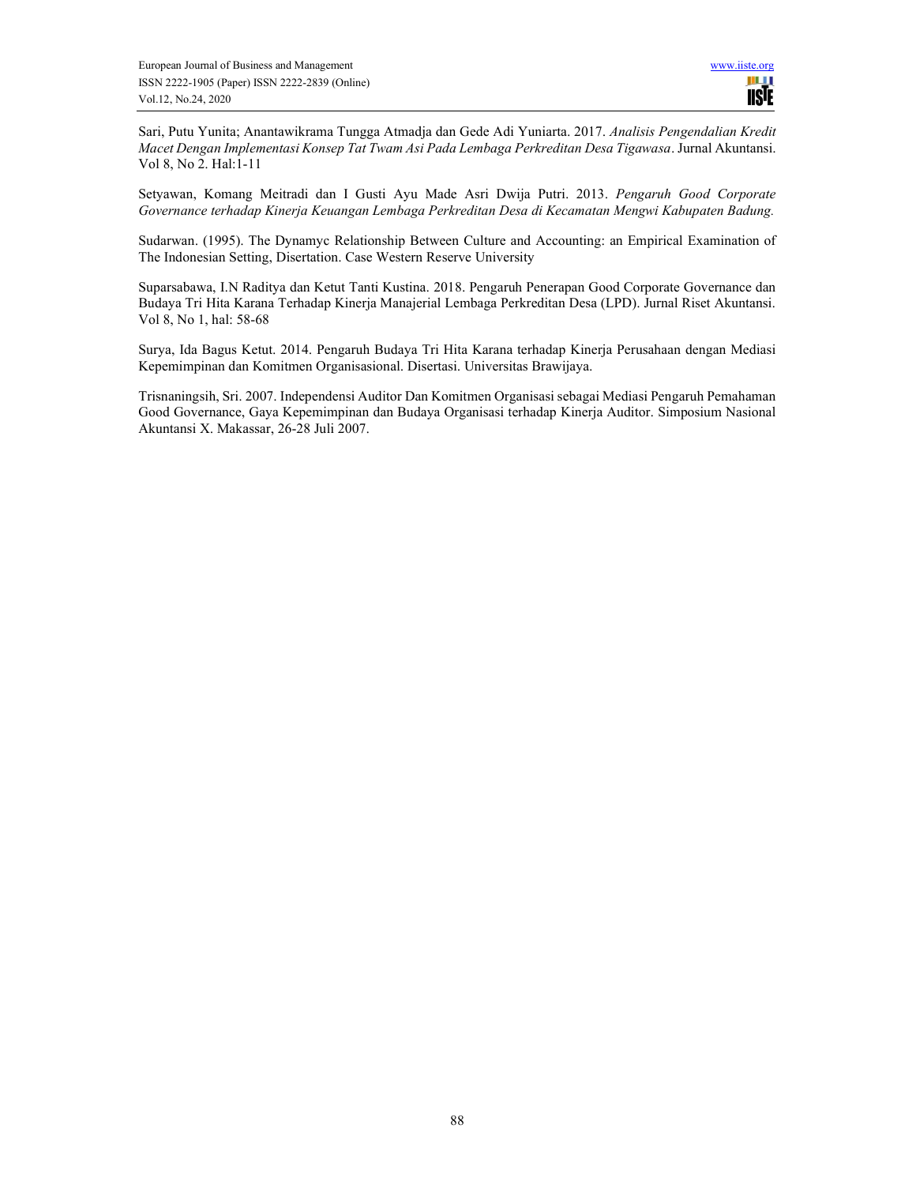Sari, Putu Yunita; Anantawikrama Tungga Atmadja dan Gede Adi Yuniarta. 2017. *Analisis Pengendalian Kredit Macet Dengan Implementasi Konsep Tat Twam Asi Pada Lembaga Perkreditan Desa Tigawasa*. Jurnal Akuntansi. Vol 8, No 2. Hal:1-11

Setyawan, Komang Meitradi dan I Gusti Ayu Made Asri Dwija Putri. 2013. *Pengaruh Good Corporate Governance terhadap Kinerja Keuangan Lembaga Perkreditan Desa di Kecamatan Mengwi Kabupaten Badung.*

Sudarwan. (1995). The Dynamyc Relationship Between Culture and Accounting: an Empirical Examination of The Indonesian Setting, Disertation. Case Western Reserve University

Suparsabawa, I.N Raditya dan Ketut Tanti Kustina. 2018. Pengaruh Penerapan Good Corporate Governance dan Budaya Tri Hita Karana Terhadap Kinerja Manajerial Lembaga Perkreditan Desa (LPD). Jurnal Riset Akuntansi. Vol 8, No 1, hal: 58-68

Surya, Ida Bagus Ketut. 2014. Pengaruh Budaya Tri Hita Karana terhadap Kinerja Perusahaan dengan Mediasi Kepemimpinan dan Komitmen Organisasional. Disertasi. Universitas Brawijaya.

Trisnaningsih, Sri. 2007. Independensi Auditor Dan Komitmen Organisasi sebagai Mediasi Pengaruh Pemahaman Good Governance, Gaya Kepemimpinan dan Budaya Organisasi terhadap Kinerja Auditor. Simposium Nasional Akuntansi X. Makassar, 26-28 Juli 2007.